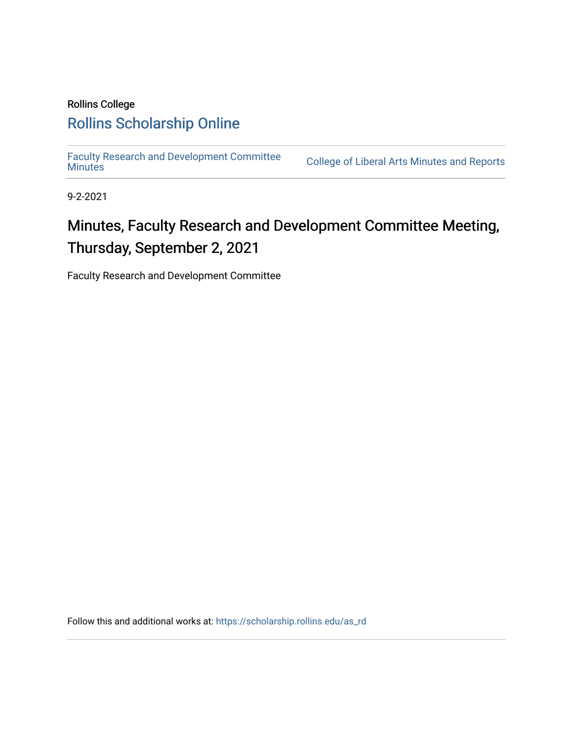Rollins College

# Rollins Scholarship Online

Faculty Research and Development Committee Minutes | College of Liberal Arts Minutes and Reports

9-2-2021

## Minutes, Faculty Research and Development Committee Meeting, Thursday, September 2, 2021

Faculty Research and Development Committee

Follow this and additional works at: https://scholarship.rollins.edu/as_rd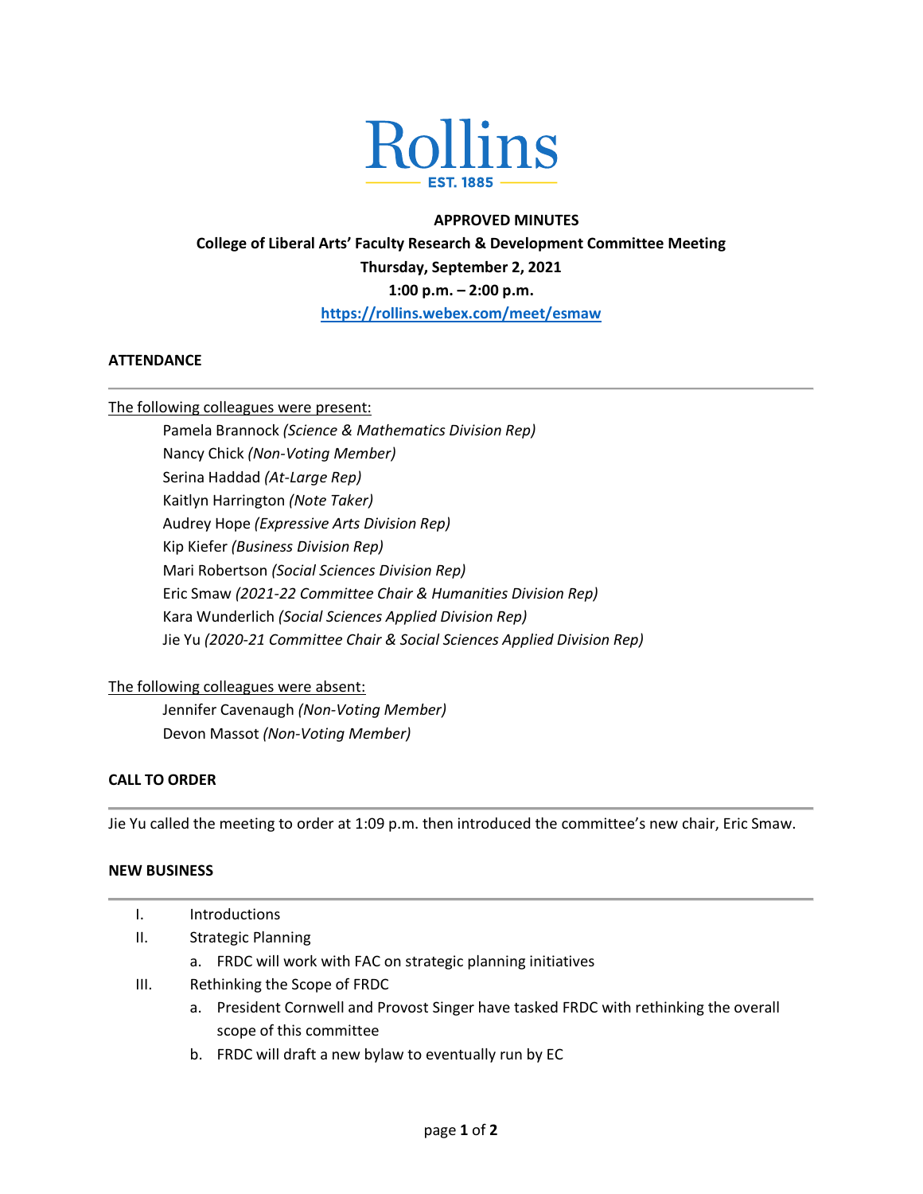Rollins

EST. 1885

**APPROVED MINUTES**

**College of Liberal Arts' Faculty Research & Development Committee Meeting**

**Thursday, September 2, 2021**

**1:00 p.m. – 2:00 p.m.**

**[https://rollins.webex.com/meet/esmaw](https://rollins.webex.com/meet/esmaw)**

## ATTENDANCE

The following colleagues were present:

- Pamela Brannock *(Science & Mathematics Division Rep)*
- Nancy Chick *(Non-Voting Member)*
- Serina Haddad *(At-Large Rep)*
- Kaitlyn Harrington *(Note Taker)*
- Audrey Hope *(Expressive Arts Division Rep)*
- Kip Kiefer *(Business Division Rep)*
- Mari Robertson *(Social Sciences Division Rep)*
- Eric Smaw *(2021-22 Committee Chair & Humanities Division Rep)*
- Kara Wunderlich *(Social Sciences Applied Division Rep)*
- Jie Yu *(2020-21 Committee Chair & Social Sciences Applied Division Rep)*

The following colleagues were absent:

- Jennifer Cavenaugh *(Non-Voting Member)*
- Devon Massot *(Non-Voting Member)*

## CALL TO ORDER

Jie Yu called the meeting to order at 1:09 p.m. then introduced the committee's new chair, Eric Smaw.

## NEW BUSINESS

I. Introductions

II. Strategic Planning
   a. FRDC will work with FAC on strategic planning initiatives

III. Rethinking the Scope of FRDC
   a. President Cornwell and Provost Singer have tasked FRDC with rethinking the overall scope of this committee
   b. FRDC will draft a new bylaw to eventually run by EC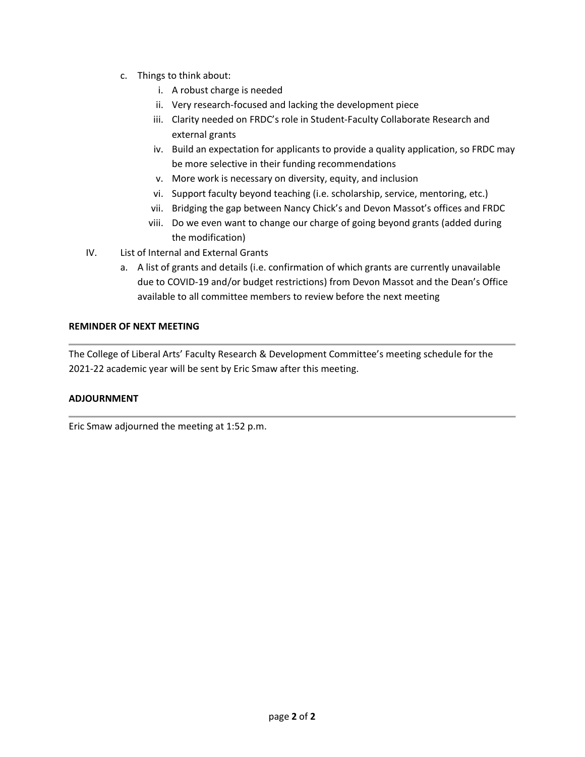c. Things to think about:
   i. A robust charge is needed
   ii. Very research-focused and lacking the development piece
   iii. Clarity needed on FRDC's role in Student-Faculty Collaborate Research and external grants
   iv. Build an expectation for applicants to provide a quality application, so FRDC may be more selective in their funding recommendations
   v. More work is necessary on diversity, equity, and inclusion
   vi. Support faculty beyond teaching (i.e. scholarship, service, mentoring, etc.)
   vii. Bridging the gap between Nancy Chick's and Devon Massot's offices and FRDC
   viii. Do we even want to change our charge of going beyond grants (added during the modification)

IV. List of Internal and External Grants
   a. A list of grants and details (i.e. confirmation of which grants are currently unavailable due to COVID-19 and/or budget restrictions) from Devon Massot and the Dean's Office available to all committee members to review before the next meeting

**REMINDER OF NEXT MEETING**

The College of Liberal Arts' Faculty Research & Development Committee's meeting schedule for the 2021-22 academic year will be sent by Eric Smaw after this meeting.

**ADJOURNMENT**

Eric Smaw adjourned the meeting at 1:52 p.m.